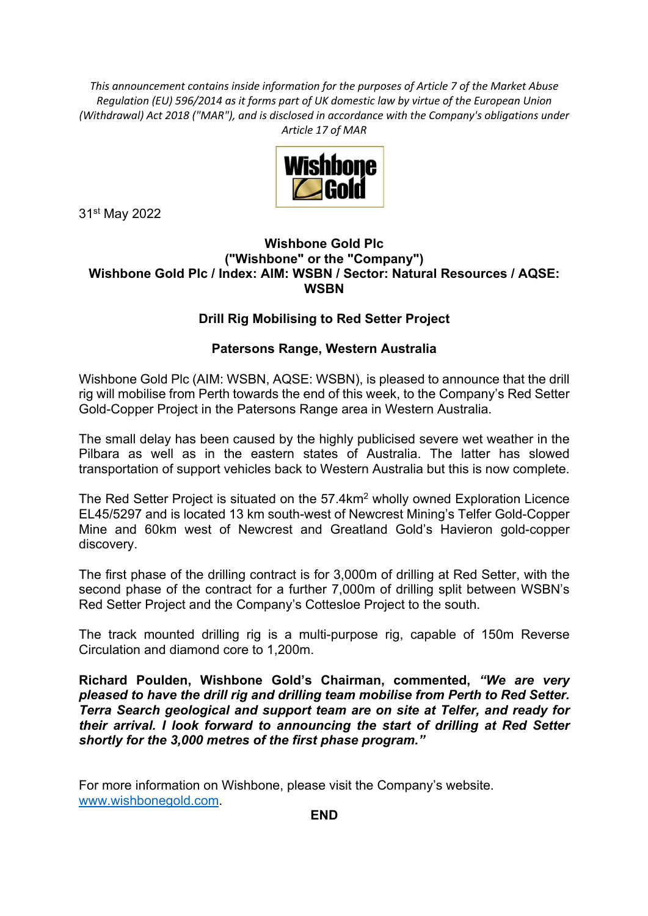*This announcement contains inside information for the purposes of Article 7 of the Market Abuse Regulation (EU) 596/2014 as it forms part of UK domestic law by virtue of the European Union (Withdrawal) Act 2018 ("MAR"), and is disclosed in accordance with the Company's obligations under Article 17 of MAR*

31st May 2022

**Wishbone Gold Plc**
**("Wishbone" or the "Company")**
**Wishbone Gold Plc / Index: AIM: WSBN / Sector: Natural Resources / AQSE: WSBN**

## Drill Rig Mobilising to Red Setter Project

### Patersons Range, Western Australia

Wishbone Gold Plc (AIM: WSBN, AQSE: WSBN), is pleased to announce that the drill rig will mobilise from Perth towards the end of this week, to the Company's Red Setter Gold-Copper Project in the Patersons Range area in Western Australia.

The small delay has been caused by the highly publicised severe wet weather in the Pilbara as well as in the eastern states of Australia. The latter has slowed transportation of support vehicles back to Western Australia but this is now complete.

The Red Setter Project is situated on the 57.4km$^2$ wholly owned Exploration Licence EL45/5297 and is located 13 km south-west of Newcrest Mining's Telfer Gold-Copper Mine and 60km west of Newcrest and Greatland Gold's Havieron gold-copper discovery.

The first phase of the drilling contract is for 3,000m of drilling at Red Setter, with the second phase of the contract for a further 7,000m of drilling split between WSBN's Red Setter Project and the Company's Cottesloe Project to the south.

The track mounted drilling rig is a multi-purpose rig, capable of 150m Reverse Circulation and diamond core to 1,200m.

**Richard Poulden, Wishbone Gold's Chairman, commented, *"We are very pleased to have the drill rig and drilling team mobilise from Perth to Red Setter. Terra Search geological and support team are on site at Telfer, and ready for their arrival. I look forward to announcing the start of drilling at Red Setter shortly for the 3,000 metres of the first phase program."***

For more information on Wishbone, please visit the Company's website. www.wishbonegold.com.

**END**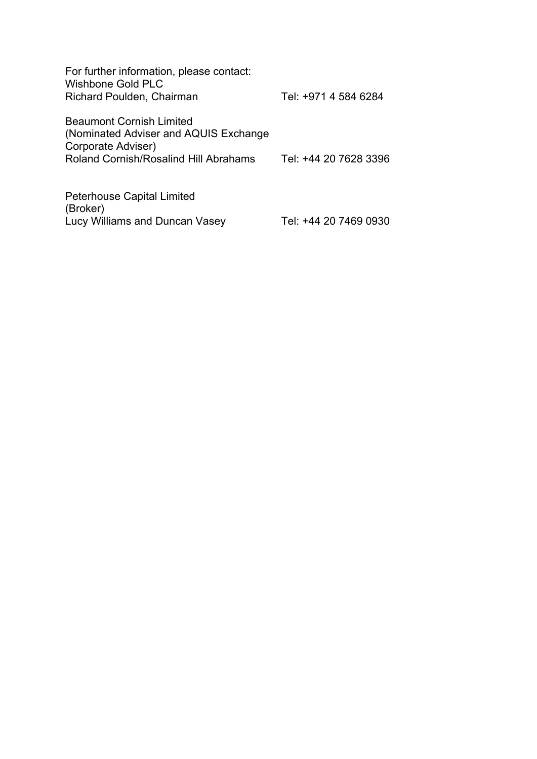For further information, please contact:

Wishbone Gold PLC
Richard Poulden, Chairman Tel: +971 4 584 6284

Beaumont Cornish Limited
(Nominated Adviser and AQUIS Exchange Corporate Adviser)
Roland Cornish/Rosalind Hill Abrahams Tel: +44 20 7628 3396

Peterhouse Capital Limited
(Broker)
Lucy Williams and Duncan Vasey Tel: +44 20 7469 0930